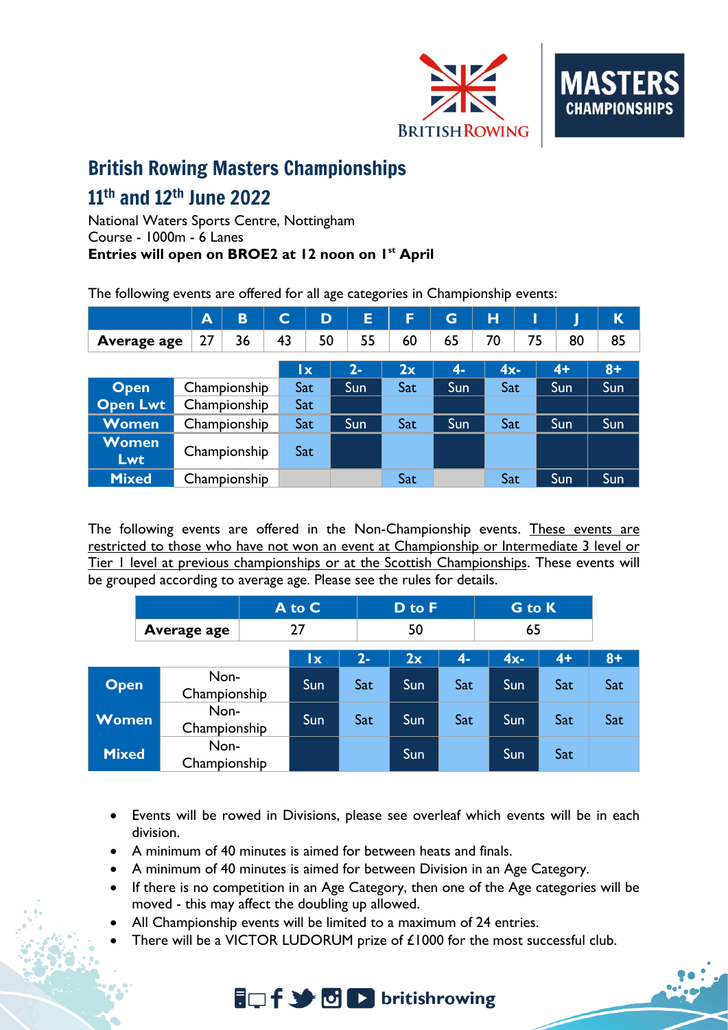# British Rowing Masters Championships

## 11th and 12th June 2022

National Waters Sports Centre, Nottingham
Course - 1000m - 6 Lanes
**Entries will open on BROE2 at 12 noon on 1st April**

The following events are offered for all age categories in Championship events:

| | A | B | C | D | E | F | G | H | I | J | K |
|---|---|---|---|---|---|---|---|---|---|---|---|
| **Average age** | 27 | 36 | 43 | 50 | 55 | 60 | 65 | 70 | 75 | 80 | 85 |

| | | 1x | 2- | 2x | 4- | 4x- | 4+ | 8+ |
|---|---|---|---|---|---|---|---|---|
| **Open** | Championship | Sat | Sun | Sat | Sun | Sat | Sun | Sun |
| **Open Lwt** | Championship | Sat | | | | | | |
| **Women** | Championship | Sat | Sun | Sat | Sun | Sat | Sun | Sun |
| **Women Lwt** | Championship | Sat | | | | | | |
| **Mixed** | Championship | | | Sat | | Sat | Sun | Sun |

The following events are offered in the Non-Championship events. <u>These events are restricted to those who have not won an event at Championship or Intermediate 3 level or Tier 1 level at previous championships or at the Scottish Championships</u>. These events will be grouped according to average age. Please see the rules for details.

| | A to C | D to F | G to K |
|---|---|---|---|
| **Average age** | 27 | 50 | 65 |

| | | 1x | 2- | 2x | 4- | 4x- | 4+ | 8+ |
|---|---|---|---|---|---|---|---|---|
| **Open** | Non-Championship | Sun | Sat | Sun | Sat | Sun | Sat | Sat |
| **Women** | Non-Championship | Sun | Sat | Sun | Sat | Sun | Sat | Sat |
| **Mixed** | Non-Championship | | | Sun | | Sun | Sat | |

- Events will be rowed in Divisions, please see overleaf which events will be in each division.
- A minimum of 40 minutes is aimed for between heats and finals.
- A minimum of 40 minutes is aimed for between Division in an Age Category.
- If there is no competition in an Age Category, then one of the Age categories will be moved - this may affect the doubling up allowed.
- All Championship events will be limited to a maximum of 24 entries.
- There will be a VICTOR LUDORUM prize of £1000 for the most successful club.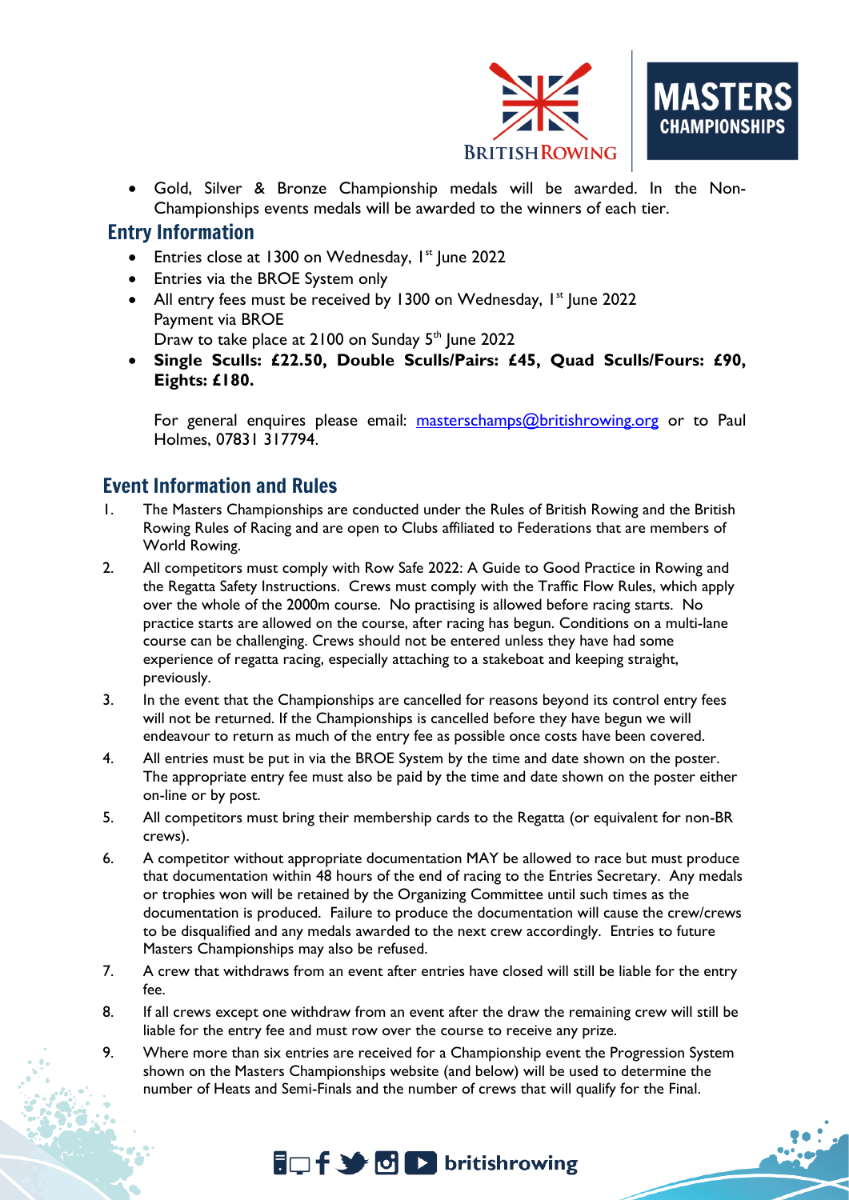- Gold, Silver & Bronze Championship medals will be awarded. In the Non-Championships events medals will be awarded to the winners of each tier.

## Entry Information

- Entries close at 1300 on Wednesday, 1st June 2022
- Entries via the BROE System only
- All entry fees must be received by 1300 on Wednesday, 1st June 2022
  Payment via BROE
  Draw to take place at 2100 on Sunday 5th June 2022
- **Single Sculls: £22.50, Double Sculls/Pairs: £45, Quad Sculls/Fours: £90, Eights: £180.**

For general enquires please email: masterschamps@britishrowing.org or to Paul Holmes, 07831 317794.

## Event Information and Rules

1. The Masters Championships are conducted under the Rules of British Rowing and the British Rowing Rules of Racing and are open to Clubs affiliated to Federations that are members of World Rowing.
2. All competitors must comply with Row Safe 2022: A Guide to Good Practice in Rowing and the Regatta Safety Instructions. Crews must comply with the Traffic Flow Rules, which apply over the whole of the 2000m course. No practising is allowed before racing starts. No practice starts are allowed on the course, after racing has begun. Conditions on a multi-lane course can be challenging. Crews should not be entered unless they have had some experience of regatta racing, especially attaching to a stakeboat and keeping straight, previously.
3. In the event that the Championships are cancelled for reasons beyond its control entry fees will not be returned. If the Championships is cancelled before they have begun we will endeavour to return as much of the entry fee as possible once costs have been covered.
4. All entries must be put in via the BROE System by the time and date shown on the poster. The appropriate entry fee must also be paid by the time and date shown on the poster either on-line or by post.
5. All competitors must bring their membership cards to the Regatta (or equivalent for non-BR crews).
6. A competitor without appropriate documentation MAY be allowed to race but must produce that documentation within 48 hours of the end of racing to the Entries Secretary. Any medals or trophies won will be retained by the Organizing Committee until such times as the documentation is produced. Failure to produce the documentation will cause the crew/crews to be disqualified and any medals awarded to the next crew accordingly. Entries to future Masters Championships may also be refused.
7. A crew that withdraws from an event after entries have closed will still be liable for the entry fee.
8. If all crews except one withdraw from an event after the draw the remaining crew will still be liable for the entry fee and must row over the course to receive any prize.
9. Where more than six entries are received for a Championship event the Progression System shown on the Masters Championships website (and below) will be used to determine the number of Heats and Semi-Finals and the number of crews that will qualify for the Final.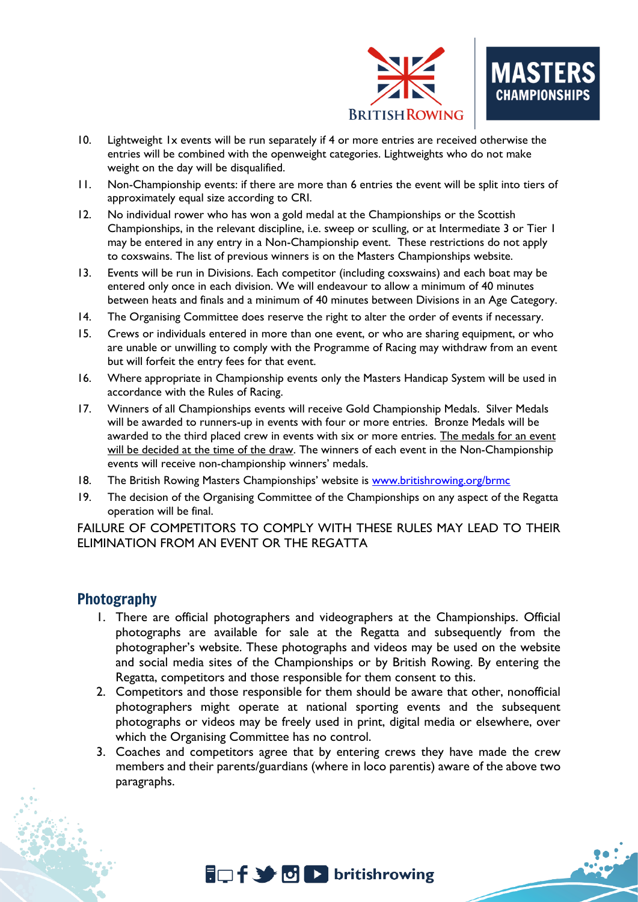10. Lightweight 1x events will be run separately if 4 or more entries are received otherwise the entries will be combined with the openweight categories. Lightweights who do not make weight on the day will be disqualified.
11. Non-Championship events: if there are more than 6 entries the event will be split into tiers of approximately equal size according to CRI.
12. No individual rower who has won a gold medal at the Championships or the Scottish Championships, in the relevant discipline, i.e. sweep or sculling, or at Intermediate 3 or Tier 1 may be entered in any entry in a Non-Championship event. These restrictions do not apply to coxswains. The list of previous winners is on the Masters Championships website.
13. Events will be run in Divisions. Each competitor (including coxswains) and each boat may be entered only once in each division. We will endeavour to allow a minimum of 40 minutes between heats and finals and a minimum of 40 minutes between Divisions in an Age Category.
14. The Organising Committee does reserve the right to alter the order of events if necessary.
15. Crews or individuals entered in more than one event, or who are sharing equipment, or who are unable or unwilling to comply with the Programme of Racing may withdraw from an event but will forfeit the entry fees for that event.
16. Where appropriate in Championship events only the Masters Handicap System will be used in accordance with the Rules of Racing.
17. Winners of all Championships events will receive Gold Championship Medals. Silver Medals will be awarded to runners-up in events with four or more entries. Bronze Medals will be awarded to the third placed crew in events with six or more entries. The medals for an event will be decided at the time of the draw. The winners of each event in the Non-Championship events will receive non-championship winners' medals.
18. The British Rowing Masters Championships' website is [www.britishrowing.org/brmc](www.britishrowing.org/brmc)
19. The decision of the Organising Committee of the Championships on any aspect of the Regatta operation will be final.

FAILURE OF COMPETITORS TO COMPLY WITH THESE RULES MAY LEAD TO THEIR ELIMINATION FROM AN EVENT OR THE REGATTA

## Photography

1. There are official photographers and videographers at the Championships. Official photographs are available for sale at the Regatta and subsequently from the photographer's website. These photographs and videos may be used on the website and social media sites of the Championships or by British Rowing. By entering the Regatta, competitors and those responsible for them consent to this.
2. Competitors and those responsible for them should be aware that other, nonofficial photographers might operate at national sporting events and the subsequent photographs or videos may be freely used in print, digital media or elsewhere, over which the Organising Committee has no control.
3. Coaches and competitors agree that by entering crews they have made the crew members and their parents/guardians (where in loco parentis) aware of the above two paragraphs.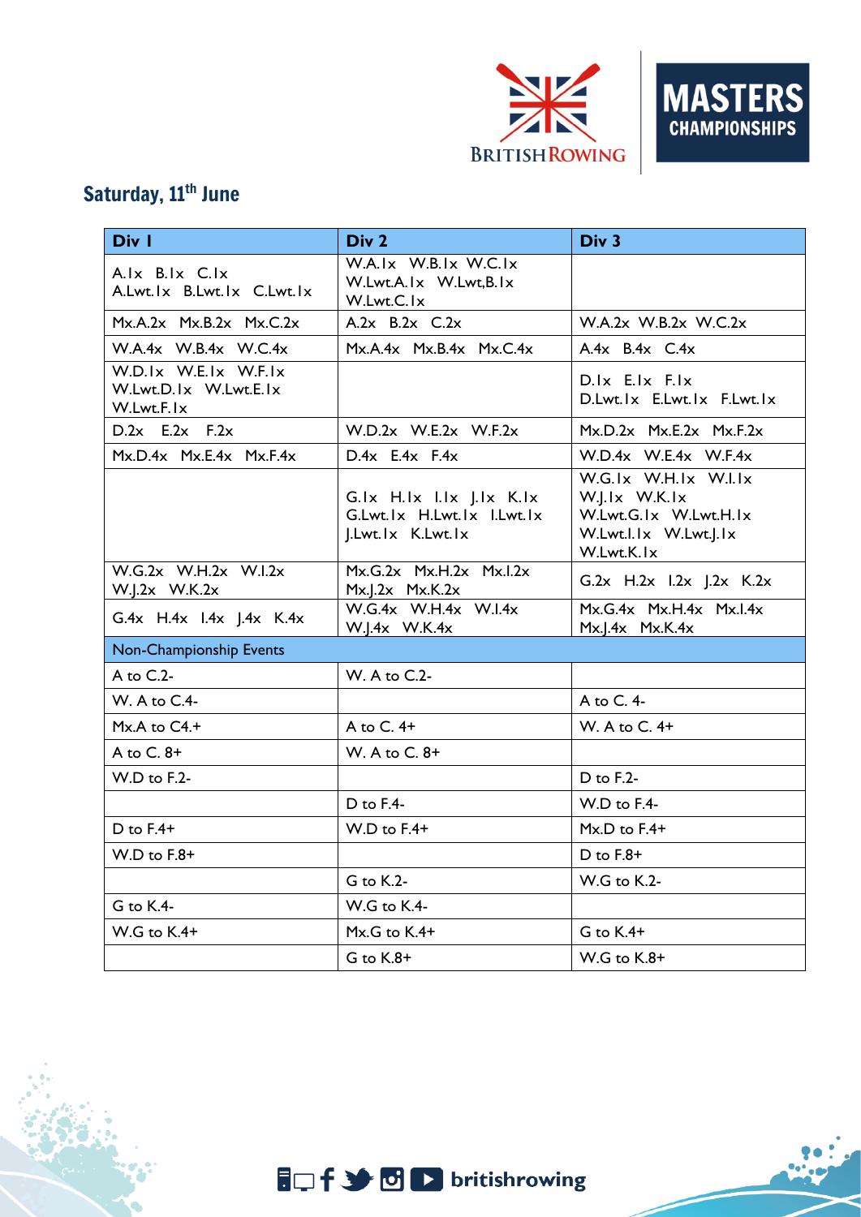## Saturday, 11th June

| Div I | Div 2 | Div 3 |
|---|---|---|
| A.1x B.1x C.1x A.Lwt.1x B.Lwt.1x C.Lwt.1x | W.A.1x W.B.1x W.C.1x W.Lwt.A.1x W.Lwt,B.1x W.Lwt.C.1x | |
| Mx.A.2x Mx.B.2x Mx.C.2x | A.2x B.2x C.2x | W.A.2x W.B.2x W.C.2x |
| W.A.4x W.B.4x W.C.4x | Mx.A.4x Mx.B.4x Mx.C.4x | A.4x B.4x C.4x |
| W.D.1x W.E.1x W.F.1x W.Lwt.D.1x W.Lwt.E.1x W.Lwt.F.1x | | D.1x E.1x F.1x D.Lwt.1x E.Lwt.1x F.Lwt.1x |
| D.2x E.2x F.2x | W.D.2x W.E.2x W.F.2x | Mx.D.2x Mx.E.2x Mx.F.2x |
| Mx.D.4x Mx.E.4x Mx.F.4x | D.4x E.4x F.4x | W.D.4x W.E.4x W.F.4x |
| | G.1x H.1x I.1x J.1x K.1x G.Lwt.1x H.Lwt.1x I.Lwt.1x J.Lwt.1x K.Lwt.1x | W.G.1x W.H.1x W.I.1x W.J.1x W.K.1x W.Lwt.G.1x W.Lwt.H.1x W.Lwt.I.1x W.Lwt.J.1x W.Lwt.K.1x |
| W.G.2x W.H.2x W.I.2x W.J.2x W.K.2x | Mx.G.2x Mx.H.2x Mx.I.2x Mx.J.2x Mx.K.2x | G.2x H.2x I.2x J.2x K.2x |
| G.4x H.4x I.4x J.4x K.4x | W.G.4x W.H.4x W.I.4x W.J.4x W.K.4x | Mx.G.4x Mx.H.4x Mx.I.4x Mx.J.4x Mx.K.4x |
| Non-Championship Events | | |
| A to C.2- | W. A to C.2- | |
| W. A to C.4- | | A to C. 4- |
| Mx.A to C4.+ | A to C. 4+ | W. A to C. 4+ |
| A to C. 8+ | W. A to C. 8+ | |
| W.D to F.2- | | D to F.2- |
| | D to F.4- | W.D to F.4- |
| D to F.4+ | W.D to F.4+ | Mx.D to F.4+ |
| W.D to F.8+ | | D to F.8+ |
| | G to K.2- | W.G to K.2- |
| G to K.4- | W.G to K.4- | |
| W.G to K.4+ | Mx.G to K.4+ | G to K.4+ |
| | G to K.8+ | W.G to K.8+ |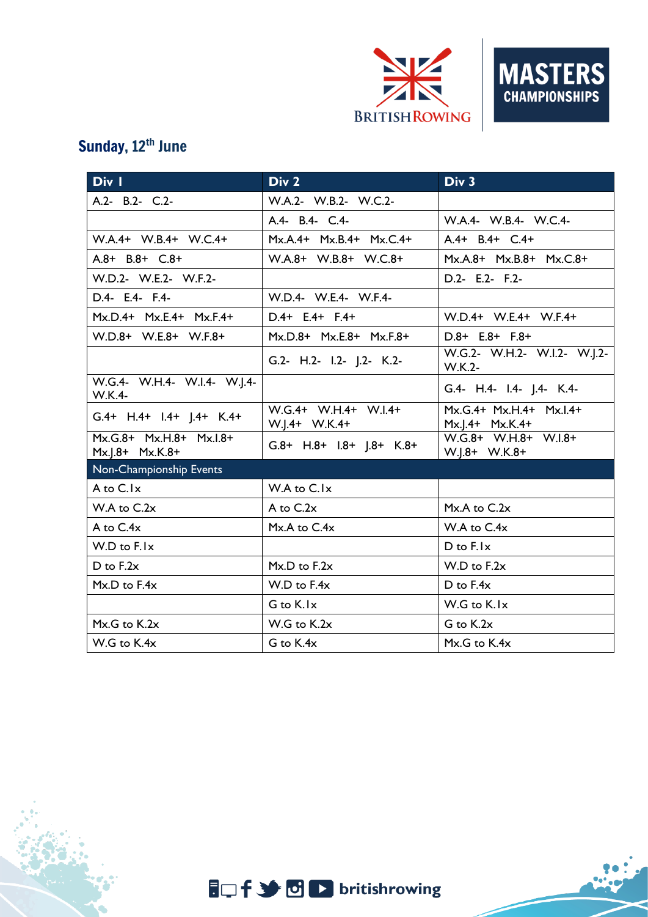## Sunday, 12th June

| Div 1 | Div 2 | Div 3 |
|---|---|---|
| A.2- B.2- C.2- | W.A.2- W.B.2- W.C.2- | |
| | A.4- B.4- C.4- | W.A.4- W.B.4- W.C.4- |
| W.A.4+ W.B.4+ W.C.4+ | Mx.A.4+ Mx.B.4+ Mx.C.4+ | A.4+ B.4+ C.4+ |
| A.8+ B.8+ C.8+ | W.A.8+ W.B.8+ W.C.8+ | Mx.A.8+ Mx.B.8+ Mx.C.8+ |
| W.D.2- W.E.2- W.F.2- | | D.2- E.2- F.2- |
| D.4- E.4- F.4- | W.D.4- W.E.4- W.F.4- | |
| Mx.D.4+ Mx.E.4+ Mx.F.4+ | D.4+ E.4+ F.4+ | W.D.4+ W.E.4+ W.F.4+ |
| W.D.8+ W.E.8+ W.F.8+ | Mx.D.8+ Mx.E.8+ Mx.F.8+ | D.8+ E.8+ F.8+ |
| | G.2- H.2- I.2- J.2- K.2- | W.G.2- W.H.2- W.I.2- W.J.2- W.K.2- |
| W.G.4- W.H.4- W.I.4- W.J.4- W.K.4- | | G.4- H.4- I.4- J.4- K.4- |
| G.4+ H.4+ I.4+ J.4+ K.4+ | W.G.4+ W.H.4+ W.I.4+ W.J.4+ W.K.4+ | Mx.G.4+ Mx.H.4+ Mx.I.4+ Mx.J.4+ Mx.K.4+ |
| Mx.G.8+ Mx.H.8+ Mx.I.8+ Mx.J.8+ Mx.K.8+ | G.8+ H.8+ I.8+ J.8+ K.8+ | W.G.8+ W.H.8+ W.I.8+ W.J.8+ W.K.8+ |
| **Non-Championship Events** | | |
| A to C.1x | W.A to C.1x | |
| W.A to C.2x | A to C.2x | Mx.A to C.2x |
| A to C.4x | Mx.A to C.4x | W.A to C.4x |
| W.D to F.1x | | D to F.1x |
| D to F.2x | Mx.D to F.2x | W.D to F.2x |
| Mx.D to F.4x | W.D to F.4x | D to F.4x |
| | G to K.1x | W.G to K.1x |
| Mx.G to K.2x | W.G to K.2x | G to K.2x |
| W.G to K.4x | G to K.4x | Mx.G to K.4x |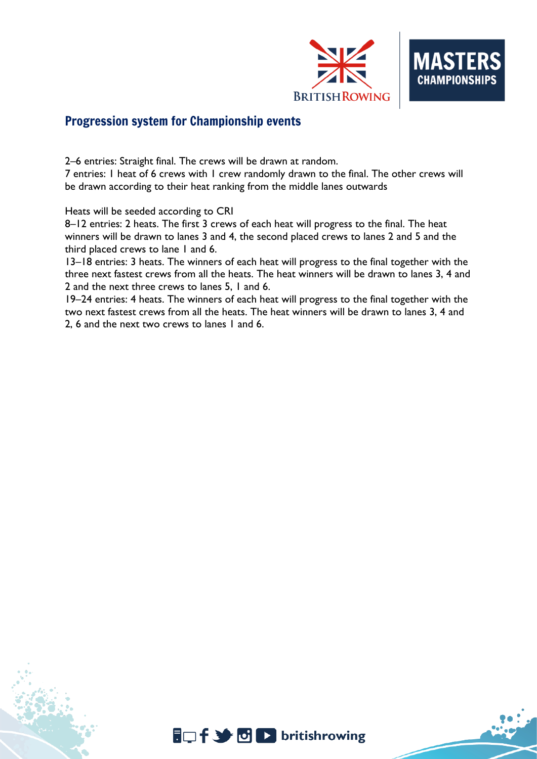## Progression system for Championship events

2–6 entries: Straight final. The crews will be drawn at random.
7 entries: 1 heat of 6 crews with 1 crew randomly drawn to the final. The other crews will be drawn according to their heat ranking from the middle lanes outwards

Heats will be seeded according to CRI
8–12 entries: 2 heats. The first 3 crews of each heat will progress to the final. The heat winners will be drawn to lanes 3 and 4, the second placed crews to lanes 2 and 5 and the third placed crews to lane 1 and 6.
13–18 entries: 3 heats. The winners of each heat will progress to the final together with the three next fastest crews from all the heats. The heat winners will be drawn to lanes 3, 4 and 2 and the next three crews to lanes 5, 1 and 6.
19–24 entries: 4 heats. The winners of each heat will progress to the final together with the two next fastest crews from all the heats. The heat winners will be drawn to lanes 3, 4 and 2, 6 and the next two crews to lanes 1 and 6.